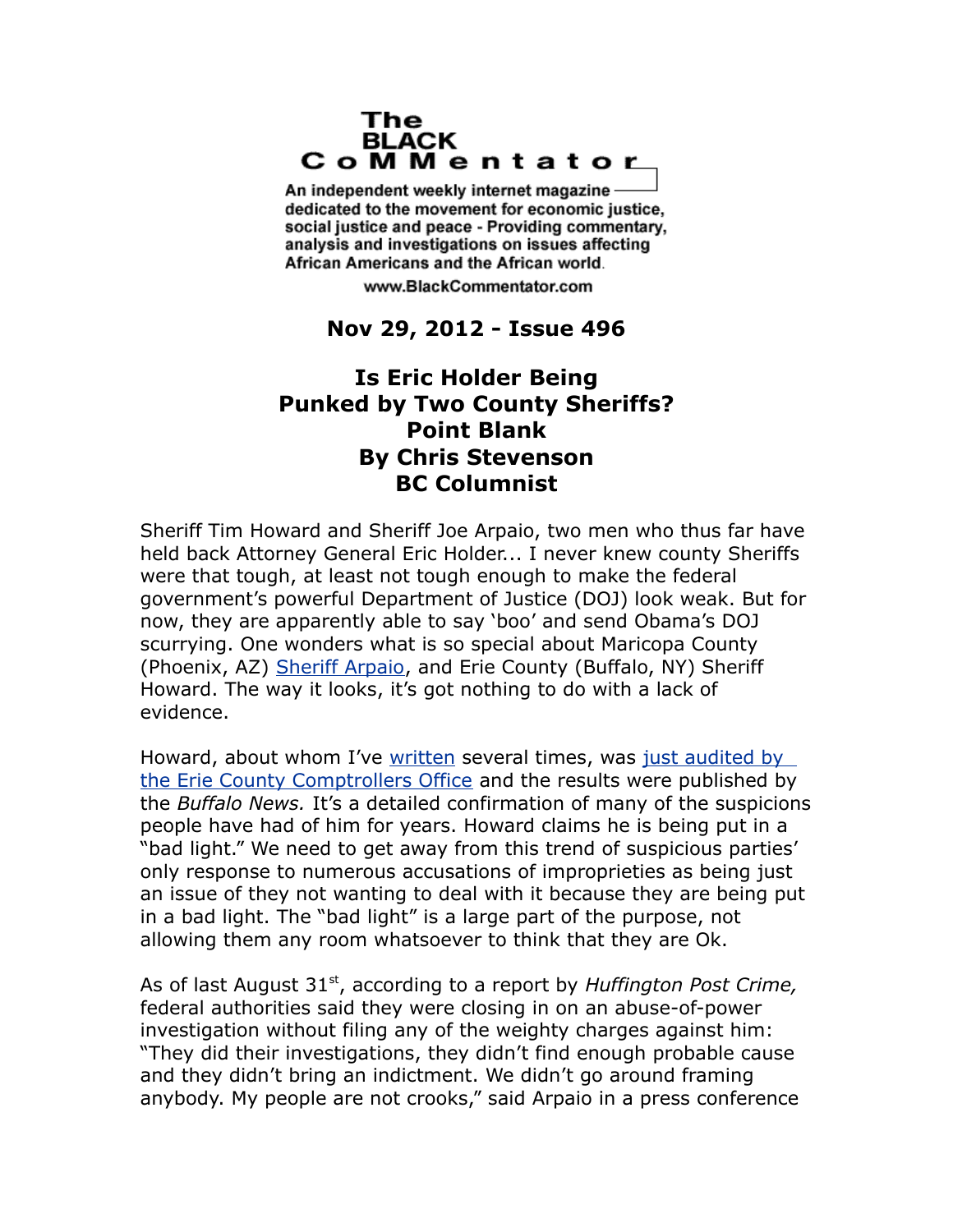# The BLACK CoMMentator

An independent weekly internet magazine dedicated to the movement for economic justice, social justice and peace - Providing commentary, analysis and investigations on issues affecting African Americans and the African world.

www.BlackCommentator.com

**Nov 29, 2012 - Issue 496**

## Is Eric Holder Being Punked by Two County Sheriffs?
## Point Blank
## By Chris Stevenson
## BC Columnist

Sheriff Tim Howard and Sheriff Joe Arpaio, two men who thus far have held back Attorney General Eric Holder... I never knew county Sheriffs were that tough, at least not tough enough to make the federal government's powerful Department of Justice (DOJ) look weak. But for now, they are apparently able to say 'boo' and send Obama's DOJ scurrying. One wonders what is so special about Maricopa County (Phoenix, AZ) Sheriff Arpaio, and Erie County (Buffalo, NY) Sheriff Howard. The way it looks, it's got nothing to do with a lack of evidence.

Howard, about whom I've written several times, was just audited by the Erie County Comptrollers Office and the results were published by the *Buffalo News.* It's a detailed confirmation of many of the suspicions people have had of him for years. Howard claims he is being put in a "bad light." We need to get away from this trend of suspicious parties' only response to numerous accusations of improprieties as being just an issue of they not wanting to deal with it because they are being put in a bad light. The "bad light" is a large part of the purpose, not allowing them any room whatsoever to think that they are Ok.

As of last August 31st, according to a report by *Huffington Post Crime,* federal authorities said they were closing in on an abuse-of-power investigation without filing any of the weighty charges against him: "They did their investigations, they didn't find enough probable cause and they didn't bring an indictment. We didn't go around framing anybody. My people are not crooks," said Arpaio in a press conference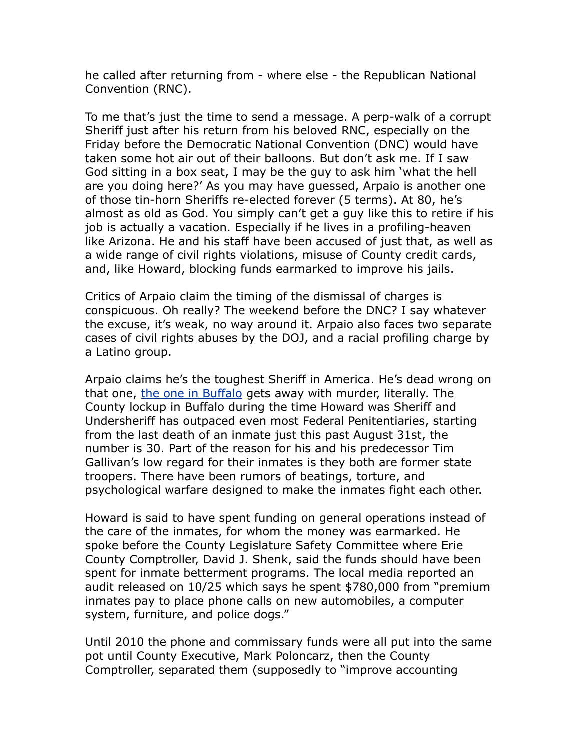he called after returning from - where else - the Republican National Convention (RNC).

To me that's just the time to send a message. A perp-walk of a corrupt Sheriff just after his return from his beloved RNC, especially on the Friday before the Democratic National Convention (DNC) would have taken some hot air out of their balloons. But don't ask me. If I saw God sitting in a box seat, I may be the guy to ask him 'what the hell are you doing here?' As you may have guessed, Arpaio is another one of those tin-horn Sheriffs re-elected forever (5 terms). At 80, he's almost as old as God. You simply can't get a guy like this to retire if his job is actually a vacation. Especially if he lives in a profiling-heaven like Arizona. He and his staff have been accused of just that, as well as a wide range of civil rights violations, misuse of County credit cards, and, like Howard, blocking funds earmarked to improve his jails.

Critics of Arpaio claim the timing of the dismissal of charges is conspicuous. Oh really? The weekend before the DNC? I say whatever the excuse, it's weak, no way around it. Arpaio also faces two separate cases of civil rights abuses by the DOJ, and a racial profiling charge by a Latino group.

Arpaio claims he's the toughest Sheriff in America. He's dead wrong on that one, [the one in Buffalo] gets away with murder, literally. The County lockup in Buffalo during the time Howard was Sheriff and Undersheriff has outpaced even most Federal Penitentiaries, starting from the last death of an inmate just this past August 31st, the number is 30. Part of the reason for his and his predecessor Tim Gallivan's low regard for their inmates is they both are former state troopers. There have been rumors of beatings, torture, and psychological warfare designed to make the inmates fight each other.

Howard is said to have spent funding on general operations instead of the care of the inmates, for whom the money was earmarked. He spoke before the County Legislature Safety Committee where Erie County Comptroller, David J. Shenk, said the funds should have been spent for inmate betterment programs. The local media reported an audit released on 10/25 which says he spent $780,000 from "premium inmates pay to place phone calls on new automobiles, a computer system, furniture, and police dogs."

Until 2010 the phone and commissary funds were all put into the same pot until County Executive, Mark Poloncarz, then the County Comptroller, separated them (supposedly to "improve accounting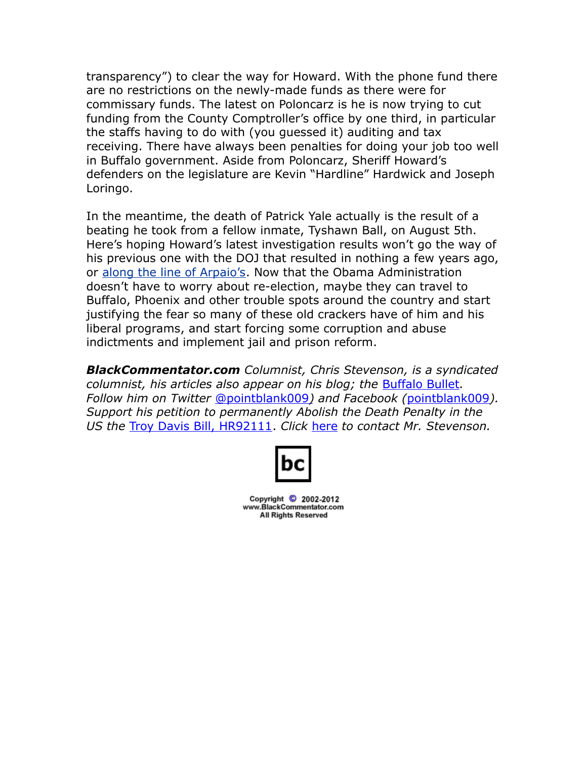transparency") to clear the way for Howard. With the phone fund there are no restrictions on the newly-made funds as there were for commissary funds. The latest on Poloncarz is he is now trying to cut funding from the County Comptroller's office by one third, in particular the staffs having to do with (you guessed it) auditing and tax receiving. There have always been penalties for doing your job too well in Buffalo government. Aside from Poloncarz, Sheriff Howard's defenders on the legislature are Kevin "Hardline" Hardwick and Joseph Loringo.

In the meantime, the death of Patrick Yale actually is the result of a beating he took from a fellow inmate, Tyshawn Ball, on August 5th. Here's hoping Howard's latest investigation results won't go the way of his previous one with the DOJ that resulted in nothing a few years ago, or along the line of Arpaio's. Now that the Obama Administration doesn't have to worry about re-election, maybe they can travel to Buffalo, Phoenix and other trouble spots around the country and start justifying the fear so many of these old crackers have of him and his liberal programs, and start forcing some corruption and abuse indictments and implement jail and prison reform.

***BlackCommentator.com** Columnist, Chris Stevenson, is a syndicated columnist, his articles also appear on his blog; the Buffalo Bullet. Follow him on Twitter @pointblank009) and Facebook (pointblank009). Support his petition to permanently Abolish the Death Penalty in the US the Troy Davis Bill, HR92111. Click here to contact Mr. Stevenson.*

bc

Copyright © 2002-2012
www.BlackCommentator.com
All Rights Reserved